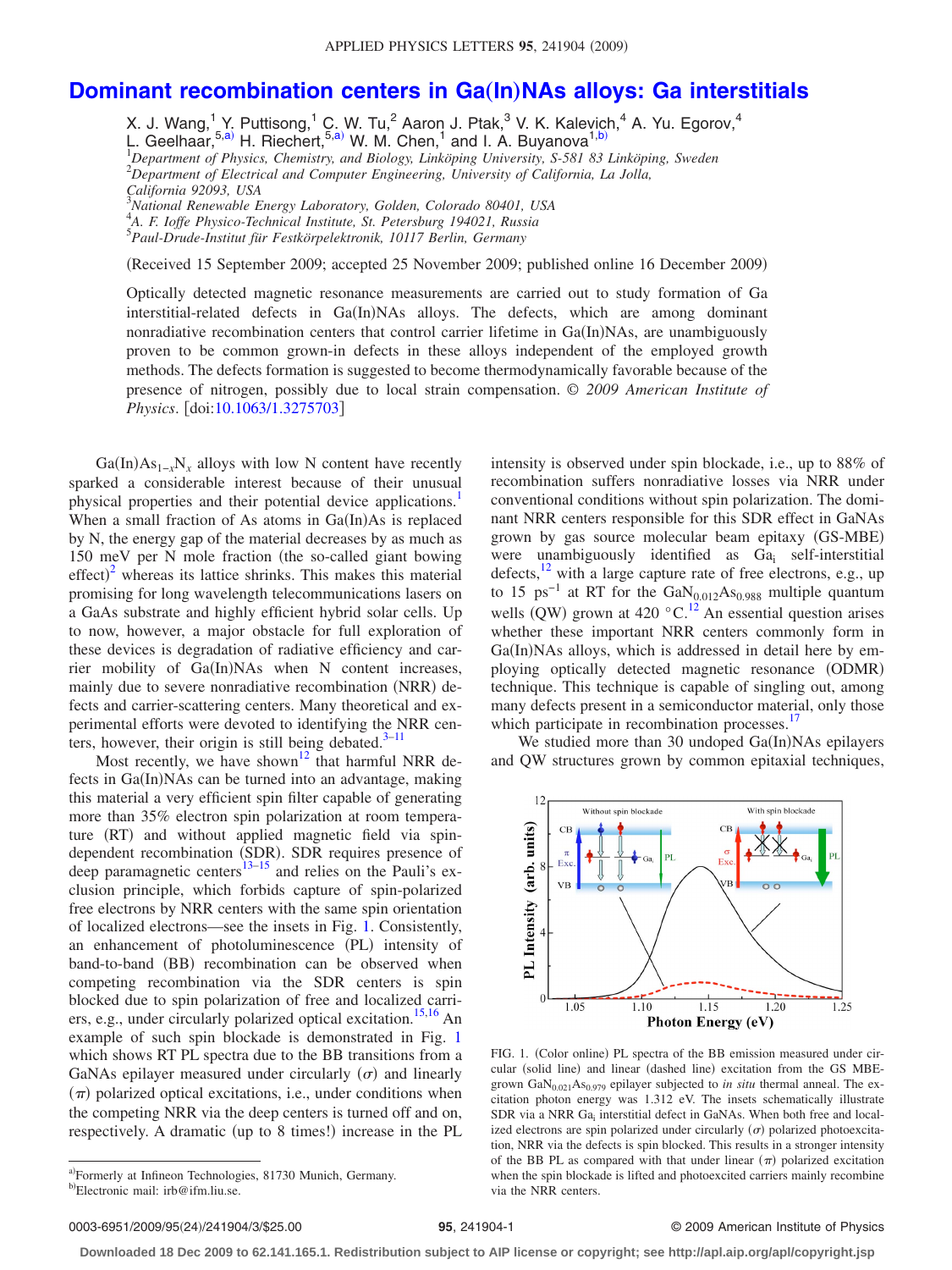# Dominant recombination centers in Ga(In)NAs alloys: Ga interstitials

X. J. Wang,[1] Y. Puttisong,[1] C. W. Tu,[2] Aaron J. Ptak,[3] V. K. Kalevich,[4] A. Yu. Egorov,[4] L. Geelhaar,[5,a] H. Riechert,[5,a] W. M. Chen,[1] and I. A. Buyanova[1,b]

[1]*Department of Physics, Chemistry, and Biology, Linköping University, S-581 83 Linköping, Sweden*
[2]*Department of Electrical and Computer Engineering, University of California, La Jolla, California 92093, USA*
[3]*National Renewable Energy Laboratory, Golden, Colorado 80401, USA*
[4]*A. F. Ioffe Physico-Technical Institute, St. Petersburg 194021, Russia*
[5]*Paul-Drude-Institut für Festkörperelektronik, 10117 Berlin, Germany*

(Received 15 September 2009; accepted 25 November 2009; published online 16 December 2009)

Optically detected magnetic resonance measurements are carried out to study formation of Ga interstitial-related defects in Ga(In)NAs alloys. The defects, which are among dominant nonradiative recombination centers that control carrier lifetime in Ga(In)NAs, are unambiguously proven to be common grown-in defects in these alloys independent of the employed growth methods. The defects formation is suggested to become thermodynamically favorable because of the presence of nitrogen, possibly due to local strain compensation. © *2009 American Institute of Physics*. [doi:10.1063/1.3275703]

Ga(In)$As_{1-x}N_x$ alloys with low N content have recently sparked a considerable interest because of their unusual physical properties and their potential device applications.[1] When a small fraction of As atoms in Ga(In)As is replaced by N, the energy gap of the material decreases by as much as 150 meV per N mole fraction (the so-called giant bowing effect)[2] whereas its lattice shrinks. This makes this material promising for long wavelength telecommunications lasers on a GaAs substrate and highly efficient hybrid solar cells. Up to now, however, a major obstacle for full exploration of these devices is degradation of radiative efficiency and carrier mobility of Ga(In)NAs when N content increases, mainly due to severe nonradiative recombination (NRR) defects and carrier-scattering centers. Many theoretical and experimental efforts were devoted to identifying the NRR centers, however, their origin is still being debated.[3–11]

Most recently, we have shown[12] that harmful NRR defects in Ga(In)NAs can be turned into an advantage, making this material a very efficient spin filter capable of generating more than 35% electron spin polarization at room temperature (RT) and without applied magnetic field via spin-dependent recombination (SDR). SDR requires presence of deep paramagnetic centers[13–15] and relies on the Pauli's exclusion principle, which forbids capture of spin-polarized free electrons by NRR centers with the same spin orientation of localized electrons—see the insets in Fig. 1. Consistently, an enhancement of photoluminescence (PL) intensity of band-to-band (BB) recombination can be observed when competing recombination via the SDR centers is spin blocked due to spin polarization of free and localized carriers, e.g., under circularly polarized optical excitation.[15,16] An example of such spin blockade is demonstrated in Fig. 1 which shows RT PL spectra due to the BB transitions from a GaNAs epilayer measured under circularly ($\sigma$) and linearly ($\pi$) polarized optical excitations, i.e., under conditions when the competing NRR via the deep centers is turned off and on, respectively. A dramatic (up to 8 times!) increase in the PL intensity is observed under spin blockade, i.e., up to 88% of recombination suffers nonradiative losses via NRR under conventional conditions without spin polarization. The dominant NRR centers responsible for this SDR effect in GaNAs grown by gas source molecular beam epitaxy (GS-MBE) were unambiguously identified as $Ga_i$ self-interstitial defects,[12] with a large capture rate of free electrons, e.g., up to 15 $ps^{-1}$ at RT for the $GaN_{0.012}As_{0.988}$ multiple quantum wells (QW) grown at 420 °C.[12] An essential question arises whether these important NRR centers commonly form in Ga(In)NAs alloys, which is addressed in detail here by employing optically detected magnetic resonance (ODMR) technique. This technique is capable of singling out, among many defects present in a semiconductor material, only those which participate in recombination processes.[17]

We studied more than 30 undoped Ga(In)NAs epilayers and QW structures grown by common epitaxial techniques,

FIG. 1. (Color online) PL spectra of the BB emission measured under circular (solid line) and linear (dashed line) excitation from the GS MBE-grown $GaN_{0.021}As_{0.979}$ epilayer subjected to *in situ* thermal anneal. The excitation photon energy was 1.312 eV. The insets schematically illustrate SDR via a NRR $Ga_i$ interstitial defect in GaNAs. When both free and localized electrons are spin polarized under circular ($\sigma$) polarized photoexcitation, NRR via the defects is spin blocked. This results in a stronger intensity of the BB PL as compared with that under linear ($\pi$) polarized excitation when the spin blockade is lifted and photoexcited carriers mainly recombine via the NRR centers.

[a]Formerly at Infineon Technologies, 81730 Munich, Germany.
[b]Electronic mail: irb@ifm.liu.se.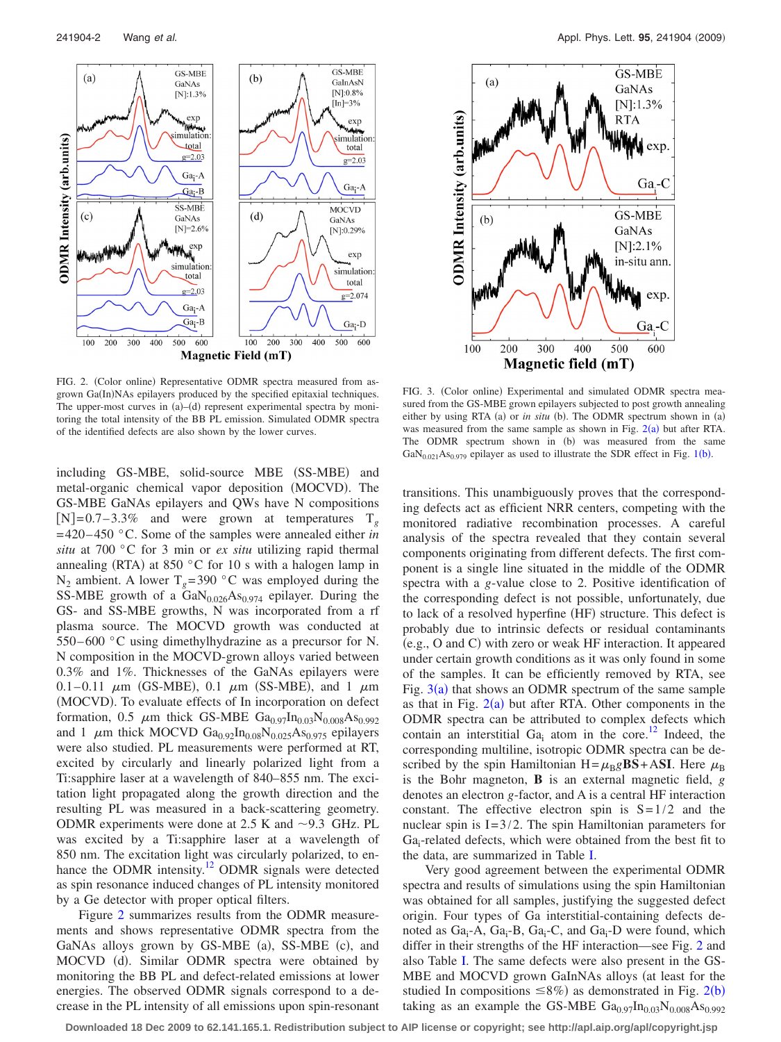FIG. 2. (Color online) Representative ODMR spectra measured from as-grown Ga(In)NAs epilayers produced by the specified epitaxial techniques. The upper-most curves in (a)–(d) represent experimental spectra by monitoring the total intensity of the BB PL emission. Simulated ODMR spectra of the identified defects are also shown by the lower curves.

FIG. 3. (Color online) Experimental and simulated ODMR spectra measured from the GS-MBE grown epilayers subjected to post growth annealing either by using RTA (a) or *in situ* (b). The ODMR spectrum shown in (a) was measured from the same sample as shown in Fig. 2(a) but after RTA. The ODMR spectrum shown in (b) was measured from the same $GaN_{0.021}As_{0.979}$ epilayer as used to illustrate the SDR effect in Fig. 1(b).

including GS-MBE, solid-source MBE (SS-MBE) and metal-organic chemical vapor deposition (MOCVD). The GS-MBE GaNAs epilayers and QWs have N compositions [N]=0.7–3.3% and were grown at temperatures $T_g$ =420–450 °C. Some of the samples were annealed either *in situ* at 700 °C for 3 min or *ex situ* utilizing rapid thermal annealing (RTA) at 850 °C for 10 s with a halogen lamp in $N_2$ ambient. A lower $T_g$=390 °C was employed during the SS-MBE growth of a $GaN_{0.026}As_{0.974}$ epilayer. During the GS- and SS-MBE growths, N was incorporated from a rf plasma source. The MOCVD growth was conducted at 550–600 °C using dimethylhydrazine as a precursor for N. N composition in the MOCVD-grown alloys varied between 0.3% and 1%. Thicknesses of the GaNAs epilayers were 0.1–0.11 $\mu$m (GS-MBE), 0.1 $\mu$m (SS-MBE), and 1 $\mu$m (MOCVD). To evaluate effects of In incorporation on defect formation, 0.5 $\mu$m thick GS-MBE $Ga_{0.97}In_{0.03}N_{0.008}As_{0.992}$ and 1 $\mu$m thick MOCVD $Ga_{0.92}In_{0.08}N_{0.025}As_{0.975}$ epilayers were also studied. PL measurements were performed at RT, excited by circularly and linearly polarized light from a Ti:sapphire laser at a wavelength of 840–855 nm. The excitation light propagated along the growth direction and the resulting PL was measured in a back-scattering geometry. ODMR experiments were done at 2.5 K and ~9.3 GHz. PL was excited by a Ti:sapphire laser at a wavelength of 850 nm. The excitation light was circularly polarized, to enhance the ODMR intensity.[12] ODMR signals were detected as spin resonance induced changes of PL intensity monitored by a Ge detector with proper optical filters.

Figure 2 summarizes results from the ODMR measurements and shows representative ODMR spectra from the GaNAs alloys grown by GS-MBE (a), SS-MBE (c), and MOCVD (d). Similar ODMR spectra were obtained by monitoring the BB PL and defect-related emissions at lower energies. The observed ODMR signals correspond to a decrease in the PL intensity of all emissions upon spin-resonant transitions. This unambiguously proves that the corresponding defects act as efficient NRR centers, competing with the monitored radiative recombination processes. A careful analysis of the spectra revealed that they contain several components originating from different defects. The first component is a single line situated in the middle of the ODMR spectra with a $g$-value close to 2. Positive identification of the corresponding defect is not possible, unfortunately, due to lack of a resolved hyperfine (HF) structure. This defect is probably due to intrinsic defects or residual contaminants (e.g., O and C) with zero or weak HF interaction. It appeared under certain growth conditions as it was only found in some of the samples. It can be efficiently removed by RTA, see Fig. 3(a) that shows an ODMR spectrum of the same sample as that in Fig. 2(a) but after RTA. Other components in the ODMR spectra can be attributed to complex defects which contain an interstitial $Ga_i$ atom in the core.[12] Indeed, the corresponding multiline, isotropic ODMR spectra can be described by the spin Hamiltonian $H=\mu_B g\mathbf{BS}+A\mathbf{SI}$. Here $\mu_B$ is the Bohr magneton, $\mathbf{B}$ is an external magnetic field, $g$ denotes an electron $g$-factor, and A is a central HF interaction constant. The effective electron spin is $S=1/2$ and the nuclear spin is $I=3/2$. The spin Hamiltonian parameters for $Ga_i$-related defects, which were obtained from the best fit to the data, are summarized in Table I.

Very good agreement between the experimental ODMR spectra and results of simulations using the spin Hamiltonian was obtained for all samples, justifying the suggested defect origin. Four types of Ga interstitial-containing defects denoted as $Ga_i$-A, $Ga_i$-B, $Ga_i$-C, and $Ga_i$-D were found, which differ in their strengths of the HF interaction—see Fig. 2 and also Table I. The same defects were also present in the GS-MBE and MOCVD grown GaInNAs alloys (at least for the studied In compositions ≤8%) as demonstrated in Fig. 2(b) taking as an example the GS-MBE $Ga_{0.97}In_{0.03}N_{0.008}As_{0.992}$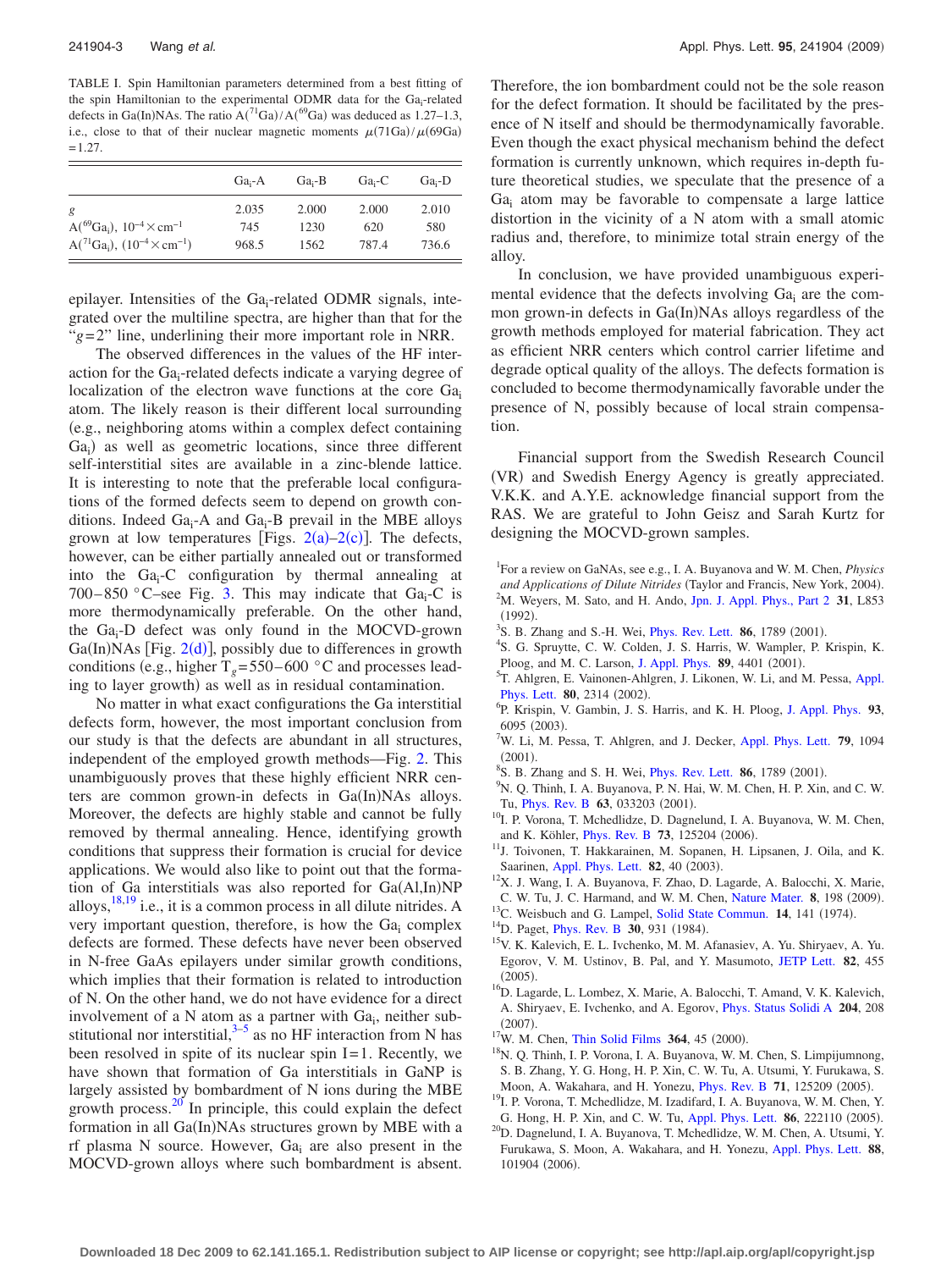TABLE I. Spin Hamiltonian parameters determined from a best fitting of the spin Hamiltonian to the experimental ODMR data for the $Ga_i$-related defects in Ga(In)NAs. The ratio $A(^{71}Ga)/A(^{69}Ga)$ was deduced as 1.27–1.3, i.e., close to that of their nuclear magnetic moments $\mu(71Ga)/\mu(69Ga)$ =1.27.

| | $Ga_i$-A | $Ga_i$-B | $Ga_i$-C | $Ga_i$-D |
|---|---|---|---|---|
| $g$ | 2.035 | 2.000 | 2.000 | 2.010 |
| $A(^{69}Ga_i)$, $10^{-4}\times cm^{-1}$ | 745 | 1230 | 620 | 580 |
| $A(^{71}Ga_i)$, $(10^{-4}\times cm^{-1})$ | 968.5 | 1562 | 787.4 | 736.6 |

epilayer. Intensities of the $Ga_i$-related ODMR signals, integrated over the multiline spectra, are higher than that for the "$g=2$" line, underlining their more important role in NRR.

The observed differences in the values of the HF interaction for the $Ga_i$-related defects indicate a varying degree of localization of the electron wave functions at the core $Ga_i$ atom. The likely reason is their different local surrounding (e.g., neighboring atoms within a complex defect containing $Ga_i$) as well as geometric locations, since three different self-interstitial sites are available in a zinc-blende lattice. It is interesting to note that the preferable local configurations of the formed defects seem to depend on growth conditions. Indeed $Ga_i$-A and $Ga_i$-B prevail in the MBE alloys grown at low temperatures [Figs. 2(a)–2(c)]. The defects, however, can be either partially annealed out or transformed into the $Ga_i$-C configuration by thermal annealing at 700–850 °C–see Fig. 3. This may indicate that $Ga_i$-C is more thermodynamically preferable. On the other hand, the $Ga_i$-D defect was only found in the MOCVD-grown Ga(In)NAs [Fig. 2(d)], possibly due to differences in growth conditions (e.g., higher $T_g$=550–600 °C and processes leading to layer growth) as well as in residual contamination.

No matter in what exact configurations the Ga interstitial defects form, however, the most important conclusion from our study is that the defects are abundant in all structures, independent of the employed growth methods—Fig. 2. This unambiguously proves that these highly efficient NRR centers are common grown-in defects in Ga(In)NAs alloys. Moreover, the defects are highly stable and cannot be fully removed by thermal annealing. Hence, identifying growth conditions that suppress their formation is crucial for device applications. We would also like to point out that the formation of Ga interstitials was also reported for Ga(Al,In)NP alloys,[18,19] i.e., it is a common process in all dilute nitrides. A very important question, therefore, is how the $Ga_i$ complex defects are formed. These defects have never been observed in N-free GaAs epilayers under similar growth conditions, which implies that their formation is related to introduction of N. On the other hand, we do not have evidence for a direct involvement of a N atom as a partner with $Ga_i$, neither substitutional nor interstitial,[3–5] as no HF interaction from N has been resolved in spite of its nuclear spin I=1. Recently, we have shown that formation of Ga interstitials in GaNP is largely assisted by bombardment of N ions during the MBE growth process.[20] In principle, this could explain the defect formation in all Ga(In)NAs structures grown by MBE with a rf plasma N source. However, $Ga_i$ are also present in the MOCVD-grown alloys where such bombardment is absent. Therefore, the ion bombardment could not be the sole reason for the defect formation. It should be facilitated by the presence of N itself and should be thermodynamically favorable. Even though the exact physical mechanism behind the defect formation is currently unknown, which requires in-depth future theoretical studies, we speculate that the presence of a $Ga_i$ atom may be favorable to compensate a large lattice distortion in the vicinity of a N atom with a small atomic radius and, therefore, to minimize total strain energy of the alloy.

In conclusion, we have provided unambiguous experimental evidence that the defects involving $Ga_i$ are the common grown-in defects in Ga(In)NAs alloys regardless of the growth methods employed for material fabrication. They act as efficient NRR centers which control carrier lifetime and degrade optical quality of the alloys. The defects formation is concluded to become thermodynamically favorable under the presence of N, possibly because of local strain compensation.

Financial support from the Swedish Research Council (VR) and Swedish Energy Agency is greatly appreciated. V.K.K. and A.Y.E. acknowledge financial support from the RAS. We are grateful to John Geisz and Sarah Kurtz for designing the MOCVD-grown samples.

[1] For a review on GaNAs, see e.g., I. A. Buyanova and W. M. Chen, *Physics and Applications of Dilute Nitrides* (Taylor and Francis, New York, 2004).
[2] M. Weyers, M. Sato, and H. Ando, Jpn. J. Appl. Phys., Part 2 **31**, L853 (1992).
[3] S. B. Zhang and S.-H. Wei, Phys. Rev. Lett. **86**, 1789 (2001).
[4] S. G. Spruytte, C. W. Colden, J. S. Harris, W. Wampler, P. Krispin, K. Ploog, and M. C. Larson, J. Appl. Phys. **89**, 4401 (2001).
[5] T. Ahlgren, E. Vainonen-Ahlgren, J. Likonen, W. Li, and M. Pessa, Appl. Phys. Lett. **80**, 2314 (2002).
[6] P. Krispin, V. Gambin, J. S. Harris, and K. H. Ploog, J. Appl. Phys. **93**, 6095 (2003).
[7] W. Li, M. Pessa, T. Ahlgren, and J. Decker, Appl. Phys. Lett. **79**, 1094 (2001).
[8] S. B. Zhang and S. H. Wei, Phys. Rev. Lett. **86**, 1789 (2001).
[9] N. Q. Thinh, I. A. Buyanova, P. N. Hai, W. M. Chen, H. P. Xin, and C. W. Tu, Phys. Rev. B **63**, 033203 (2001).
[10] I. P. Vorona, T. Mchedlidze, D. Dagnelund, I. A. Buyanova, W. M. Chen, and K. Köhler, Phys. Rev. B **73**, 125204 (2006).
[11] J. Toivonen, T. Hakkarainen, M. Sopanen, H. Lipsanen, J. Oila, and K. Saarinen, Appl. Phys. Lett. **82**, 40 (2003).
[12] X. J. Wang, I. A. Buyanova, F. Zhao, D. Lagarde, A. Balocchi, X. Marie, C. W. Tu, J. C. Harmand, and W. M. Chen, Nature Mater. **8**, 198 (2009).
[13] C. Weisbuch and G. Lampel, Solid State Commun. **14**, 141 (1974).
[14] D. Paget, Phys. Rev. B **30**, 931 (1984).
[15] V. K. Kalevich, E. L. Ivchenko, M. M. Afanasiev, A. Yu. Shiryaev, A. Yu. Egorov, V. M. Ustinov, B. Pal, and Y. Masumoto, JETP Lett. **82**, 455 (2005).
[16] D. Lagarde, L. Lombez, X. Marie, A. Balocchi, T. Amand, V. K. Kalevich, A. Shiryaev, E. Ivchenko, and A. Egorov, Phys. Status Solidi A **204**, 208 (2007).
[17] W. M. Chen, Thin Solid Films **364**, 45 (2000).
[18] N. Q. Thinh, I. P. Vorona, I. A. Buyanova, W. M. Chen, S. Limpijumnong, S. B. Zhang, Y. G. Hong, H. P. Xin, C. W. Tu, A. Utsumi, Y. Furukawa, S. Moon, A. Wakahara, and H. Yonezu, Phys. Rev. B **71**, 125209 (2005).
[19] I. P. Vorona, T. Mchedlidze, M. Izadifard, I. A. Buyanova, W. M. Chen, Y. G. Hong, H. P. Xin, and C. W. Tu, Appl. Phys. Lett. **86**, 222110 (2005).
[20] D. Dagnelund, I. A. Buyanova, T. Mchedlidze, W. M. Chen, A. Utsumi, Y. Furukawa, S. Moon, A. Wakahara, and H. Yonezu, Appl. Phys. Lett. **88**, 101904 (2006).